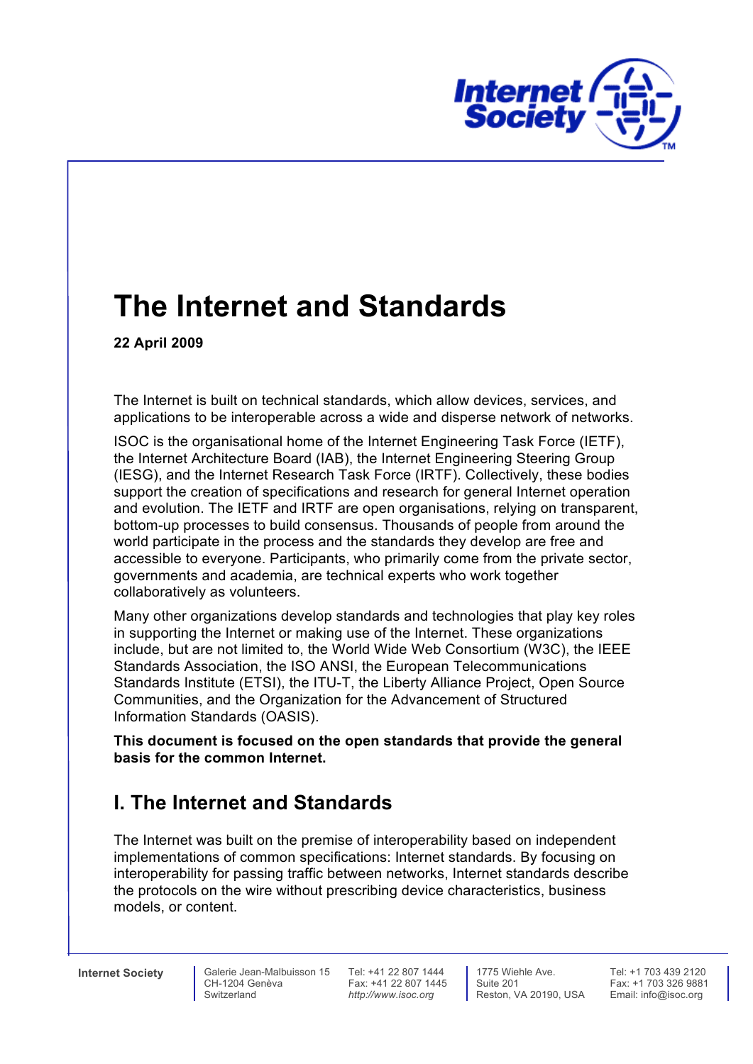# The Internet and Standards

**22 April 2009**

The Internet is built on technical standards, which allow devices, services, and applications to be interoperable across a wide and disperse network of networks.

ISOC is the organisational home of the Internet Engineering Task Force (IETF), the Internet Architecture Board (IAB), the Internet Engineering Steering Group (IESG), and the Internet Research Task Force (IRTF). Collectively, these bodies support the creation of specifications and research for general Internet operation and evolution. The IETF and IRTF are open organisations, relying on transparent, bottom-up processes to build consensus. Thousands of people from around the world participate in the process and the standards they develop are free and accessible to everyone. Participants, who primarily come from the private sector, governments and academia, are technical experts who work together collaboratively as volunteers.

Many other organizations develop standards and technologies that play key roles in supporting the Internet or making use of the Internet. These organizations include, but are not limited to, the World Wide Web Consortium (W3C), the IEEE Standards Association, the ISO ANSI, the European Telecommunications Standards Institute (ETSI), the ITU-T, the Liberty Alliance Project, Open Source Communities, and the Organization for the Advancement of Structured Information Standards (OASIS).

**This document is focused on the open standards that provide the general basis for the common Internet.**

## I. The Internet and Standards

The Internet was built on the premise of interoperability based on independent implementations of common specifications: Internet standards. By focusing on interoperability for passing traffic between networks, Internet standards describe the protocols on the wire without prescribing device characteristics, business models, or content.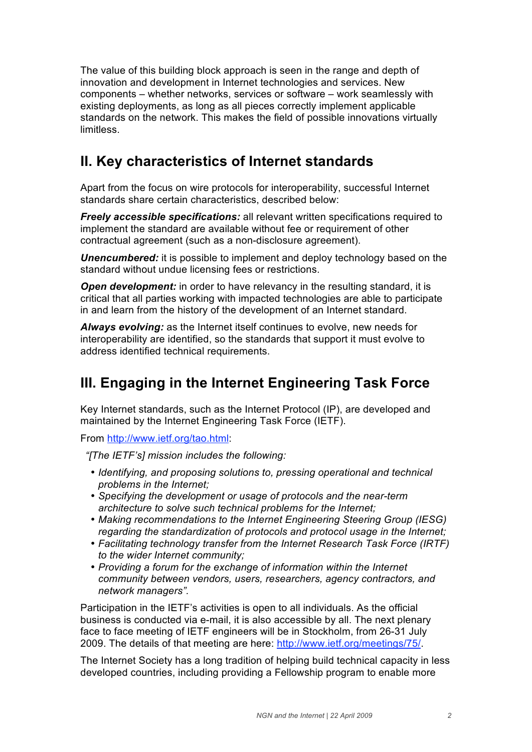The value of this building block approach is seen in the range and depth of innovation and development in Internet technologies and services. New components – whether networks, services or software – work seamlessly with existing deployments, as long as all pieces correctly implement applicable standards on the network. This makes the field of possible innovations virtually limitless.

## II. Key characteristics of Internet standards

Apart from the focus on wire protocols for interoperability, successful Internet standards share certain characteristics, described below:

***Freely accessible specifications:*** all relevant written specifications required to implement the standard are available without fee or requirement of other contractual agreement (such as a non-disclosure agreement).

***Unencumbered:*** it is possible to implement and deploy technology based on the standard without undue licensing fees or restrictions.

***Open development:*** in order to have relevancy in the resulting standard, it is critical that all parties working with impacted technologies are able to participate in and learn from the history of the development of an Internet standard.

***Always evolving:*** as the Internet itself continues to evolve, new needs for interoperability are identified, so the standards that support it must evolve to address identified technical requirements.

## III. Engaging in the Internet Engineering Task Force

Key Internet standards, such as the Internet Protocol (IP), are developed and maintained by the Internet Engineering Task Force (IETF).

From http://www.ietf.org/tao.html:

*"[The IETF's] mission includes the following:*

- *Identifying, and proposing solutions to, pressing operational and technical problems in the Internet;*
- *Specifying the development or usage of protocols and the near-term architecture to solve such technical problems for the Internet;*
- *Making recommendations to the Internet Engineering Steering Group (IESG) regarding the standardization of protocols and protocol usage in the Internet;*
- *Facilitating technology transfer from the Internet Research Task Force (IRTF) to the wider Internet community;*
- *Providing a forum for the exchange of information within the Internet community between vendors, users, researchers, agency contractors, and network managers".*

Participation in the IETF's activities is open to all individuals. As the official business is conducted via e-mail, it is also accessible by all. The next plenary face to face meeting of IETF engineers will be in Stockholm, from 26-31 July 2009. The details of that meeting are here: http://www.ietf.org/meetings/75/.

The Internet Society has a long tradition of helping build technical capacity in less developed countries, including providing a Fellowship program to enable more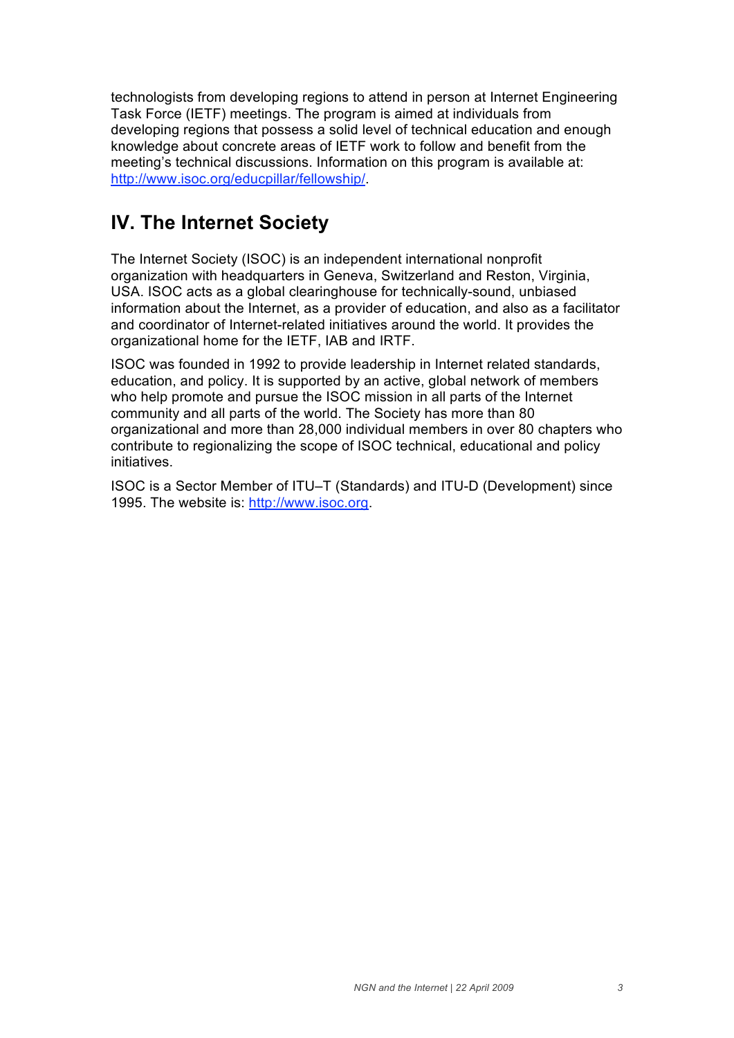technologists from developing regions to attend in person at Internet Engineering Task Force (IETF) meetings. The program is aimed at individuals from developing regions that possess a solid level of technical education and enough knowledge about concrete areas of IETF work to follow and benefit from the meeting's technical discussions. Information on this program is available at: http://www.isoc.org/educpillar/fellowship/.

## IV. The Internet Society

The Internet Society (ISOC) is an independent international nonprofit organization with headquarters in Geneva, Switzerland and Reston, Virginia, USA. ISOC acts as a global clearinghouse for technically-sound, unbiased information about the Internet, as a provider of education, and also as a facilitator and coordinator of Internet-related initiatives around the world. It provides the organizational home for the IETF, IAB and IRTF.

ISOC was founded in 1992 to provide leadership in Internet related standards, education, and policy. It is supported by an active, global network of members who help promote and pursue the ISOC mission in all parts of the Internet community and all parts of the world. The Society has more than 80 organizational and more than 28,000 individual members in over 80 chapters who contribute to regionalizing the scope of ISOC technical, educational and policy initiatives.

ISOC is a Sector Member of ITU–T (Standards) and ITU-D (Development) since 1995. The website is: http://www.isoc.org.